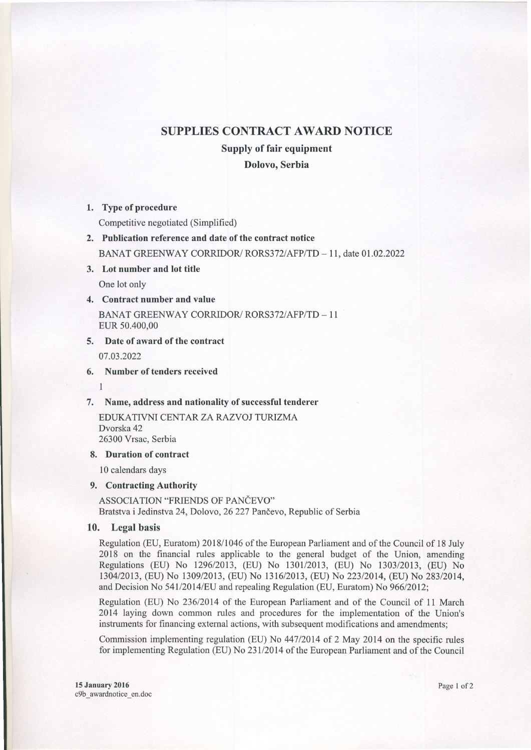# SUPPLIES CONTRACT AWARD NOTICE

## Supply of fair equipment

## Dolovo, Serbia

1. **Type of procedure**

   Competitive negotiated (Simplified)

2. **Publication reference and date of the contract notice**

   BANAT GREENWAY CORRIDOR/ RORS372/AFP/TD – 11, date 01.02.2022

3. **Lot number and lot title**

   One lot only

4. **Contract number and value**

   BANAT GREENWAY CORRIDOR/ RORS372/AFP/TD – 11
   EUR 50.400,00

5. **Date of award of the contract**

   07.03.2022

6. **Number of tenders received**

   1

7. **Name, address and nationality of successful tenderer**

   EDUKATIVNI CENTAR ZA RAZVOJ TURIZMA
   Dvorska 42
   26300 Vrsac, Serbia

8. **Duration of contract**

   10 calendars days

9. **Contracting Authority**

   ASSOCIATION "FRIENDS OF PANČEVO"
   Bratstva i Jedinstva 24, Dolovo, 26 227 Pančevo, Republic of Serbia

10. **Legal basis**

    Regulation (EU, Euratom) 2018/1046 of the European Parliament and of the Council of 18 July 2018 on the financial rules applicable to the general budget of the Union, amending Regulations (EU) No 1296/2013, (EU) No 1301/2013, (EU) No 1303/2013, (EU) No 1304/2013, (EU) No 1309/2013, (EU) No 1316/2013, (EU) No 223/2014, (EU) No 283/2014, and Decision No 541/2014/EU and repealing Regulation (EU, Euratom) No 966/2012;

    Regulation (EU) No 236/2014 of the European Parliament and of the Council of 11 March 2014 laying down common rules and procedures for the implementation of the Union's instruments for financing external actions, with subsequent modifications and amendments;

    Commission implementing regulation (EU) No 447/2014 of 2 May 2014 on the specific rules for implementing Regulation (EU) No 231/2014 of the European Parliament and of the Council

15 January 2016
c9b_awardnotice_en.doc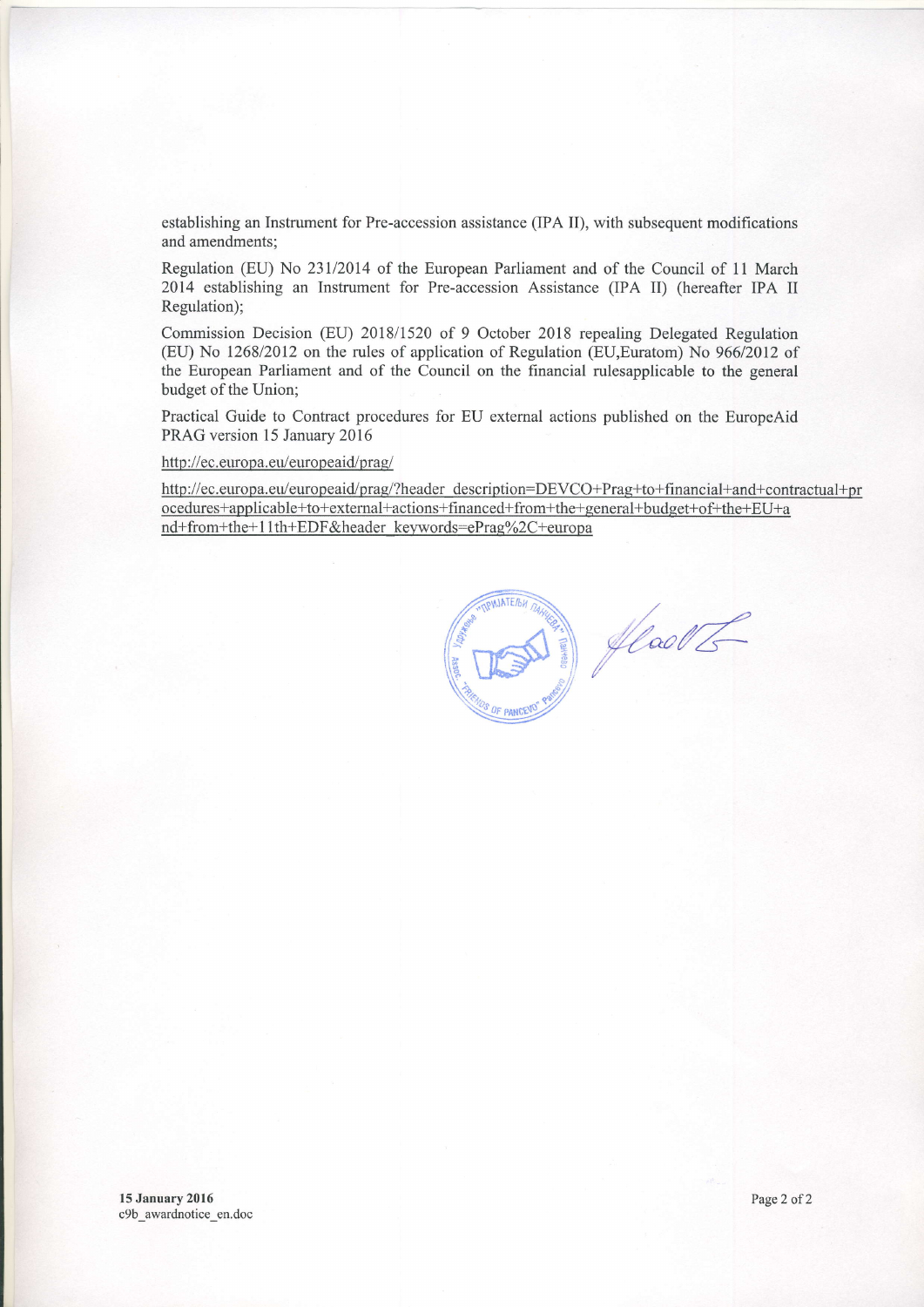establishing an Instrument for Pre-accession assistance (IPA II), with subsequent modifications and amendments;

Regulation (EU) No 231/2014 of the European Parliament and of the Council of 11 March 2014 establishing an Instrument for Pre-accession Assistance (IPA II) (hereafter IPA II Regulation);

Commission Decision (EU) 2018/1520 of 9 October 2018 repealing Delegated Regulation (EU) No 1268/2012 on the rules of application of Regulation (EU,Euratom) No 966/2012 of the European Parliament and of the Council on the financial rulesapplicable to the general budget of the Union;

Practical Guide to Contract procedures for EU external actions published on the EuropeAid PRAG version 15 January 2016

http://ec.europa.eu/europeaid/prag/

http://ec.europa.eu/europeaid/prag/?header_description=DEVCO+Prag+to+financial+and+contractual+procedures+applicable+to+external+actions+financed+from+the+general+budget+of+the+EU+and+from+the+11th+EDF&header_keywords=ePrag%2C+europa

Удружење "ПРИЈАТЕЉИ ПАНЧЕВА" Панчево / Assoc. "FRIENDS OF PANCEVO" Pancevo

**15 January 2016**
c9b_awardnotice_en.doc